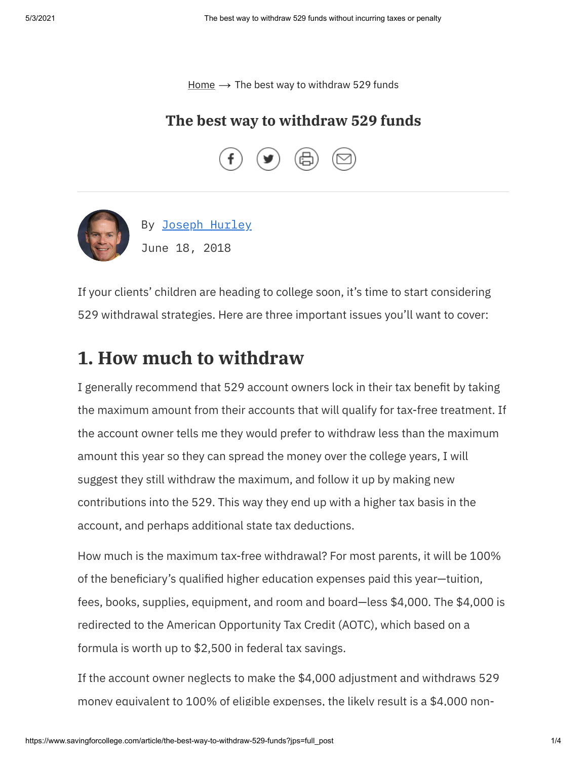Home ⟶ The best way to withdraw 529 funds

# The best way to withdraw 529 funds

By Joseph Hurley

June 18, 2018

If your clients' children are heading to college soon, it's time to start considering 529 withdrawal strategies. Here are three important issues you'll want to cover:

## 1. How much to withdraw

I generally recommend that 529 account owners lock in their tax benefit by taking the maximum amount from their accounts that will qualify for tax-free treatment. If the account owner tells me they would prefer to withdraw less than the maximum amount this year so they can spread the money over the college years, I will suggest they still withdraw the maximum, and follow it up by making new contributions into the 529. This way they end up with a higher tax basis in the account, and perhaps additional state tax deductions.

How much is the maximum tax-free withdrawal? For most parents, it will be 100% of the beneficiary's qualified higher education expenses paid this year—tuition, fees, books, supplies, equipment, and room and board—less $4,000. The $4,000 is redirected to the American Opportunity Tax Credit (AOTC), which based on a formula is worth up to $2,500 in federal tax savings.

If the account owner neglects to make the $4,000 adjustment and withdraws 529 money equivalent to 100% of eligible expenses, the likely result is a $4,000 non-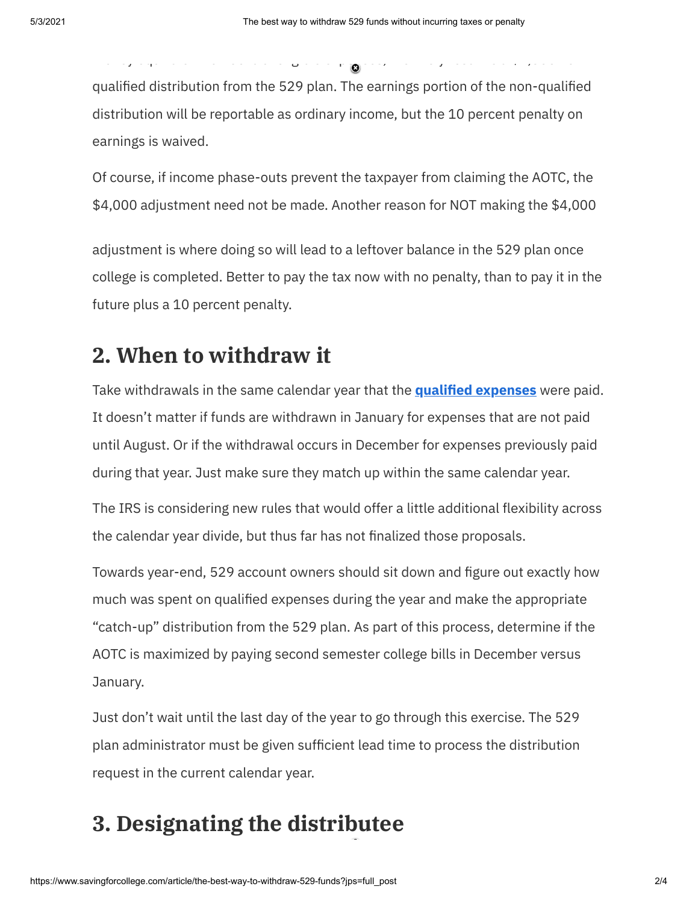qualified distribution from the 529 plan. The earnings portion of the non-qualified distribution will be reportable as ordinary income, but the 10 percent penalty on earnings is waived.

Of course, if income phase-outs prevent the taxpayer from claiming the AOTC, the $4,000 adjustment need not be made. Another reason for NOT making the $4,000 adjustment is where doing so will lead to a leftover balance in the 529 plan once college is completed. Better to pay the tax now with no penalty, than to pay it in the future plus a 10 percent penalty.

## 2. When to withdraw it

Take withdrawals in the same calendar year that the **qualified expenses** were paid. It doesn't matter if funds are withdrawn in January for expenses that are not paid until August. Or if the withdrawal occurs in December for expenses previously paid during that year. Just make sure they match up within the same calendar year.

The IRS is considering new rules that would offer a little additional flexibility across the calendar year divide, but thus far has not finalized those proposals.

Towards year-end, 529 account owners should sit down and figure out exactly how much was spent on qualified expenses during the year and make the appropriate "catch-up" distribution from the 529 plan. As part of this process, determine if the AOTC is maximized by paying second semester college bills in December versus January.

Just don't wait until the last day of the year to go through this exercise. The 529 plan administrator must be given sufficient lead time to process the distribution request in the current calendar year.

## 3. Designating the distributee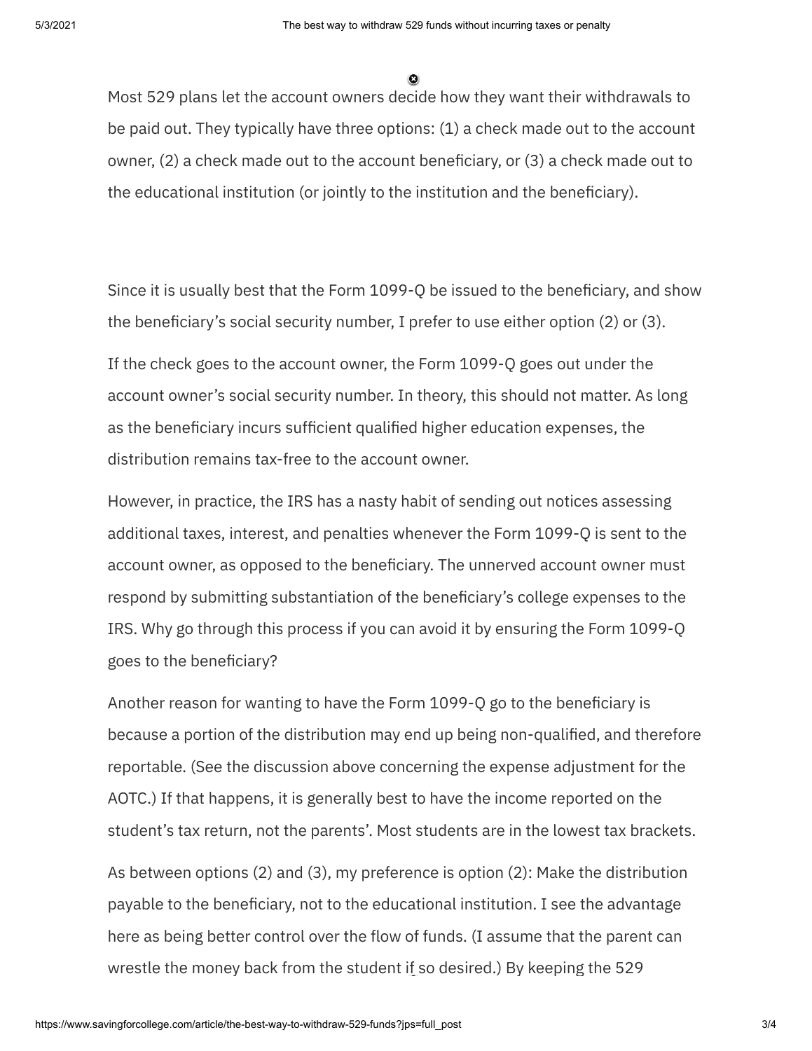Most 529 plans let the account owners decide how they want their withdrawals to be paid out. They typically have three options: (1) a check made out to the account owner, (2) a check made out to the account beneficiary, or (3) a check made out to the educational institution (or jointly to the institution and the beneficiary).

Since it is usually best that the Form 1099-Q be issued to the beneficiary, and show the beneficiary's social security number, I prefer to use either option (2) or (3).

If the check goes to the account owner, the Form 1099-Q goes out under the account owner's social security number. In theory, this should not matter. As long as the beneficiary incurs sufficient qualified higher education expenses, the distribution remains tax-free to the account owner.

However, in practice, the IRS has a nasty habit of sending out notices assessing additional taxes, interest, and penalties whenever the Form 1099-Q is sent to the account owner, as opposed to the beneficiary. The unnerved account owner must respond by submitting substantiation of the beneficiary's college expenses to the IRS. Why go through this process if you can avoid it by ensuring the Form 1099-Q goes to the beneficiary?

Another reason for wanting to have the Form 1099-Q go to the beneficiary is because a portion of the distribution may end up being non-qualified, and therefore reportable. (See the discussion above concerning the expense adjustment for the AOTC.) If that happens, it is generally best to have the income reported on the student's tax return, not the parents'. Most students are in the lowest tax brackets.

As between options (2) and (3), my preference is option (2): Make the distribution payable to the beneficiary, not to the educational institution. I see the advantage here as being better control over the flow of funds. (I assume that the parent can wrestle the money back from the student if so desired.) By keeping the 529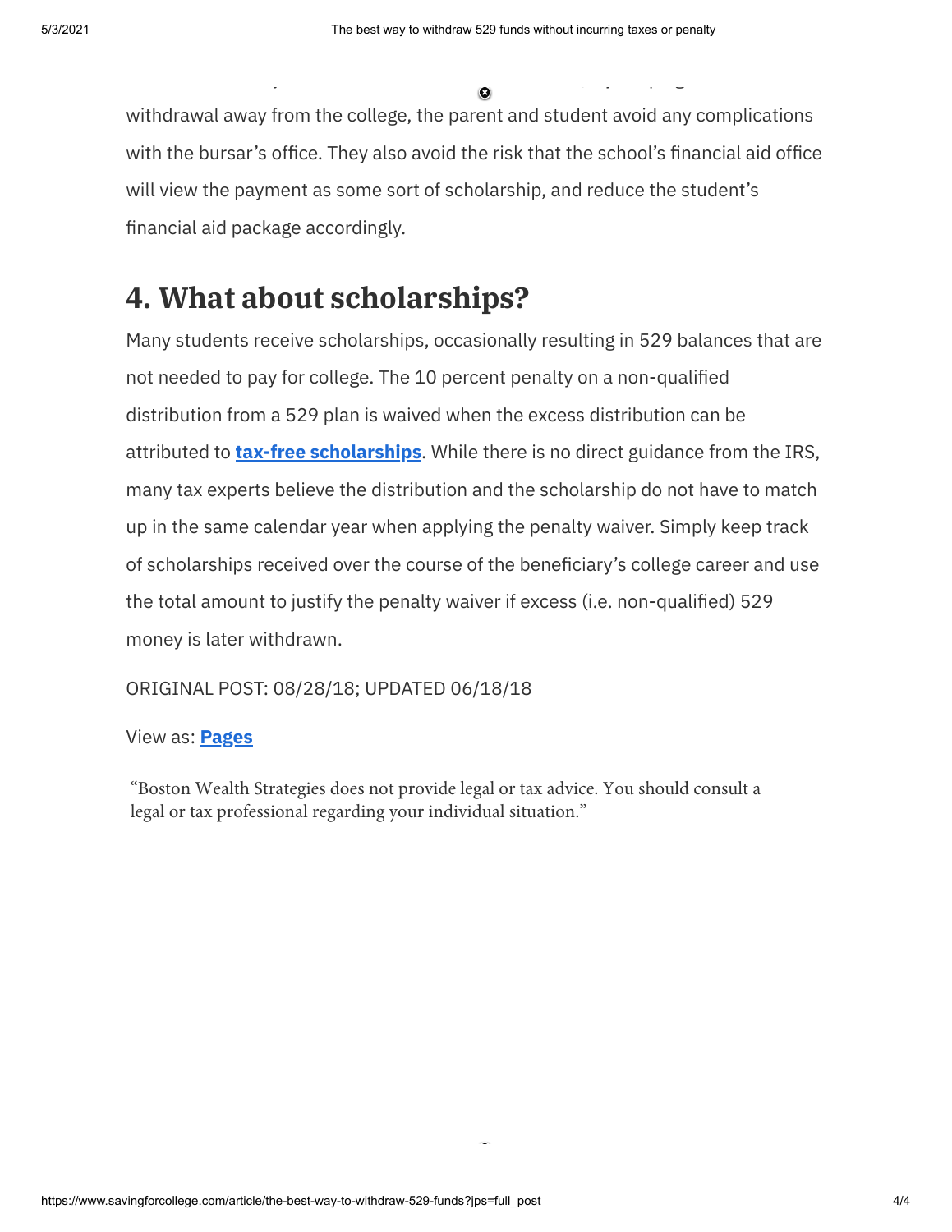withdrawal away from the college, the parent and student avoid any complications with the bursar's office. They also avoid the risk that the school's financial aid office will view the payment as some sort of scholarship, and reduce the student's financial aid package accordingly.

## 4. What about scholarships?

Many students receive scholarships, occasionally resulting in 529 balances that are not needed to pay for college. The 10 percent penalty on a non-qualified distribution from a 529 plan is waived when the excess distribution can be attributed to **tax-free scholarships**. While there is no direct guidance from the IRS, many tax experts believe the distribution and the scholarship do not have to match up in the same calendar year when applying the penalty waiver. Simply keep track of scholarships received over the course of the beneficiary's college career and use the total amount to justify the penalty waiver if excess (i.e. non-qualified) 529 money is later withdrawn.

ORIGINAL POST: 08/28/18; UPDATED 06/18/18

View as: **Pages**

"Boston Wealth Strategies does not provide legal or tax advice. You should consult a legal or tax professional regarding your individual situation."